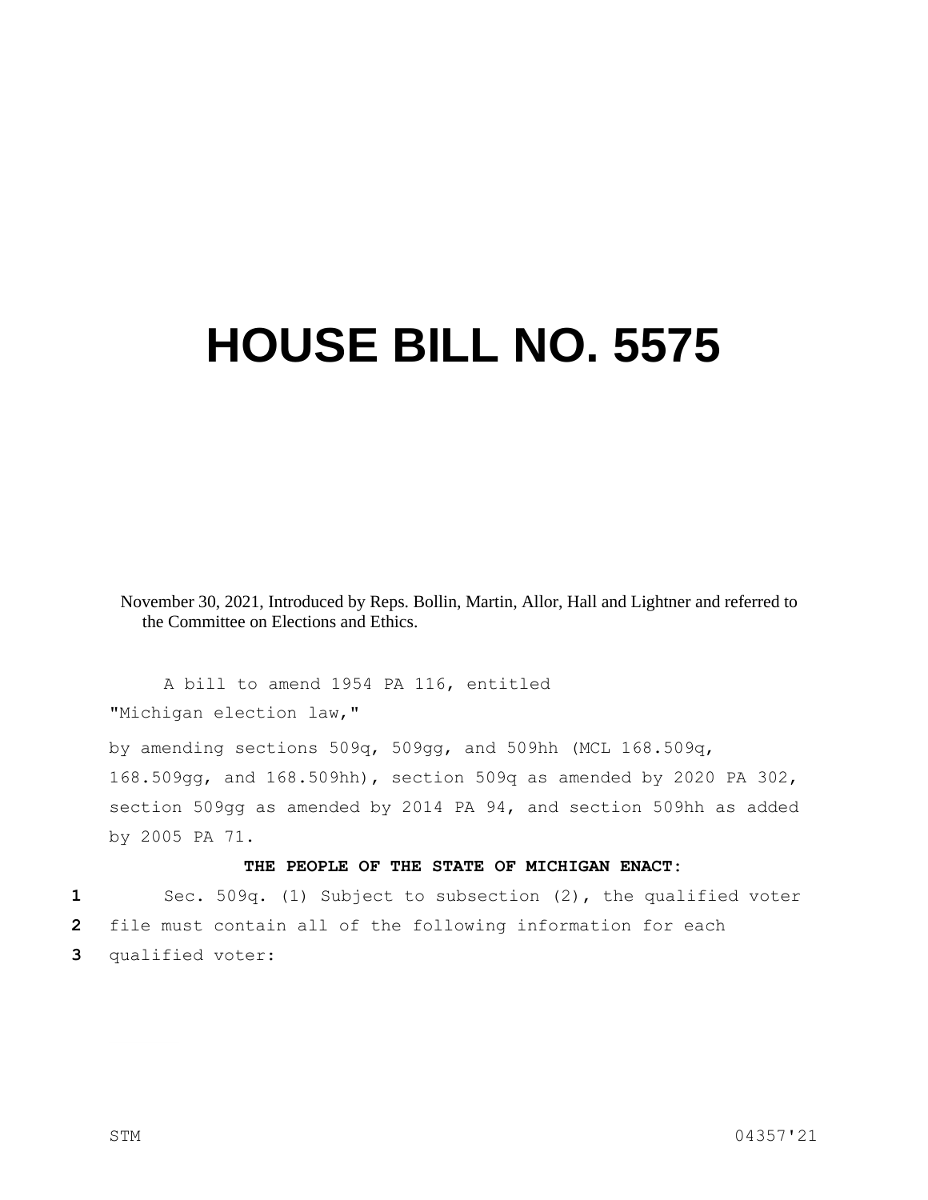# HOUSE BILL NO. 5575

November 30, 2021, Introduced by Reps. Bollin, Martin, Allor, Hall and Lightner and referred to the Committee on Elections and Ethics.

A bill to amend 1954 PA 116, entitled

"Michigan election law,"

by amending sections 509q, 509gg, and 509hh (MCL 168.509q, 168.509gg, and 168.509hh), section 509q as amended by 2020 PA 302, section 509gg as amended by 2014 PA 94, and section 509hh as added by 2005 PA 71.

**THE PEOPLE OF THE STATE OF MICHIGAN ENACT:**

Sec. 509q. (1) Subject to subsection (2), the qualified voter file must contain all of the following information for each qualified voter: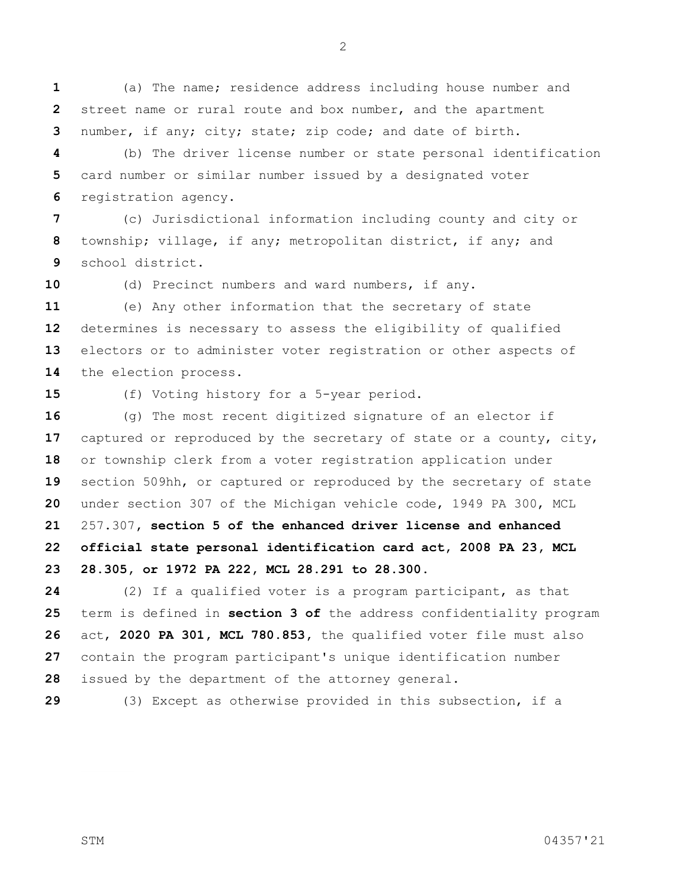(a) The name; residence address including house number and street name or rural route and box number, and the apartment number, if any; city; state; zip code; and date of birth.

(b) The driver license number or state personal identification card number or similar number issued by a designated voter registration agency.

(c) Jurisdictional information including county and city or township; village, if any; metropolitan district, if any; and school district.

(d) Precinct numbers and ward numbers, if any.

(e) Any other information that the secretary of state determines is necessary to assess the eligibility of qualified electors or to administer voter registration or other aspects of the election process.

(f) Voting history for a 5-year period.

(g) The most recent digitized signature of an elector if captured or reproduced by the secretary of state or a county, city, or township clerk from a voter registration application under section 509hh, or captured or reproduced by the secretary of state under section 307 of the Michigan vehicle code, 1949 PA 300, MCL 257.307, **section 5 of the enhanced driver license and enhanced official state personal identification card act, 2008 PA 23, MCL 28.305, or 1972 PA 222, MCL 28.291 to 28.300.**

(2) If a qualified voter is a program participant, as that term is defined in **section 3 of** the address confidentiality program act**, 2020 PA 301, MCL 780.853,** the qualified voter file must also contain the program participant's unique identification number issued by the department of the attorney general.

(3) Except as otherwise provided in this subsection, if a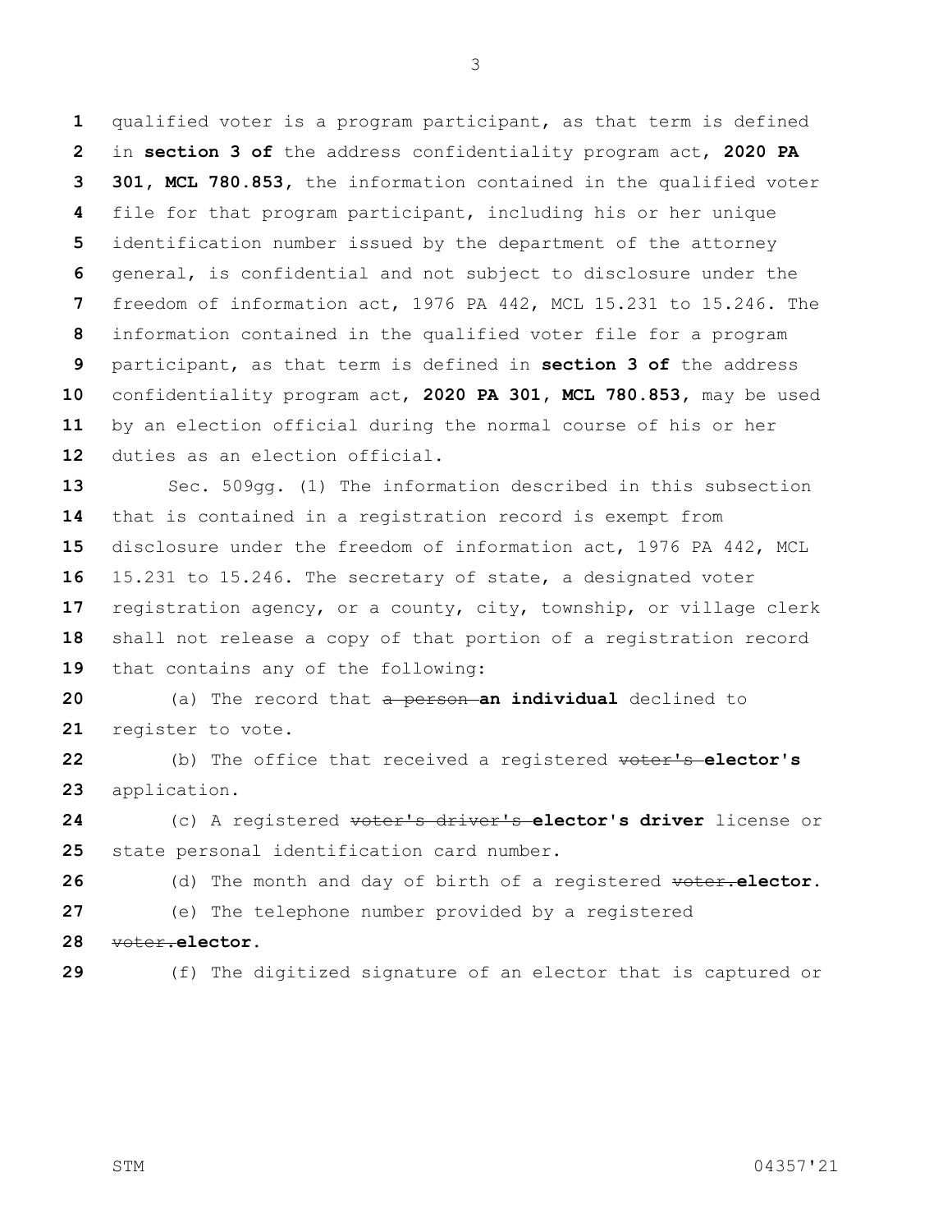qualified voter is a program participant, as that term is defined in **section 3 of** the address confidentiality program act, **2020 PA 301, MCL 780.853,** the information contained in the qualified voter file for that program participant, including his or her unique identification number issued by the department of the attorney general, is confidential and not subject to disclosure under the freedom of information act, 1976 PA 442, MCL 15.231 to 15.246. The information contained in the qualified voter file for a program participant, as that term is defined in **section 3 of** the address confidentiality program act**, 2020 PA 301, MCL 780.853,** may be used by an election official during the normal course of his or her duties as an election official.

Sec. 509gg. (1) The information described in this subsection that is contained in a registration record is exempt from disclosure under the freedom of information act, 1976 PA 442, MCL 15.231 to 15.246. The secretary of state, a designated voter registration agency, or a county, city, township, or village clerk shall not release a copy of that portion of a registration record that contains any of the following:

(a) The record that ~~a person~~ **an individual** declined to register to vote.

(b) The office that received a registered ~~voter's~~ **elector's** application.

(c) A registered ~~voter's driver's~~ **elector's driver** license or state personal identification card number.

(d) The month and day of birth of a registered ~~voter.~~**elector.**

(e) The telephone number provided by a registered ~~voter.~~**elector.**

(f) The digitized signature of an elector that is captured or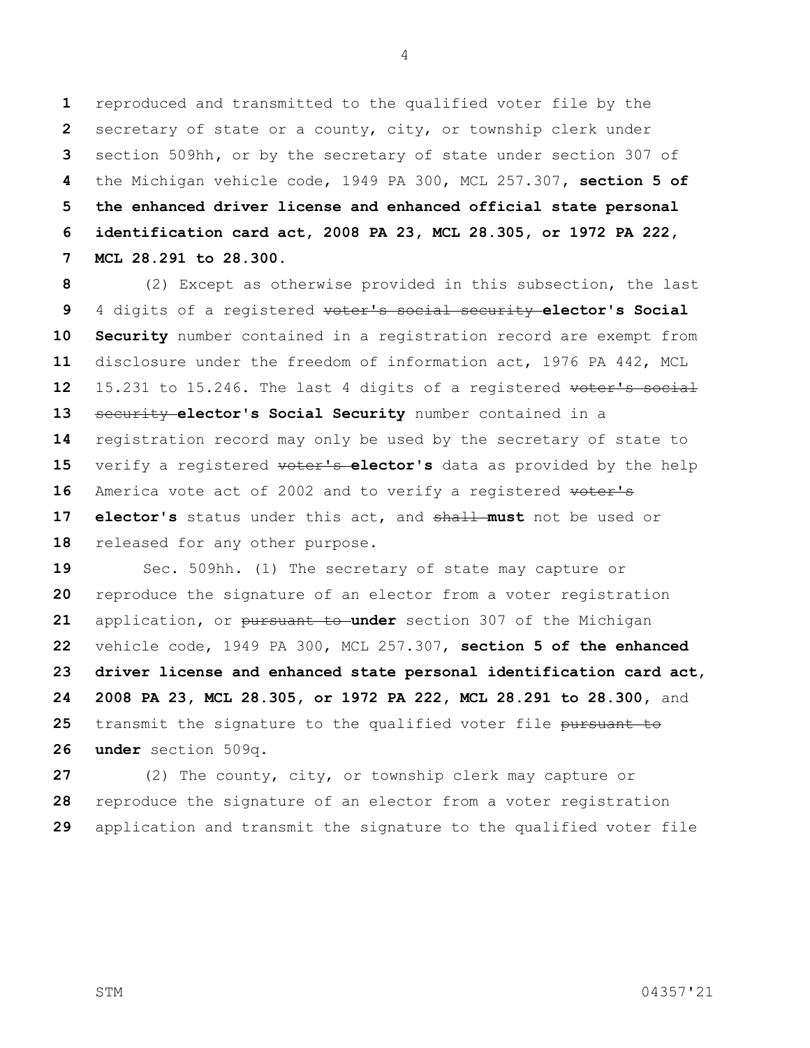reproduced and transmitted to the qualified voter file by the secretary of state or a county, city, or township clerk under section 509hh, or by the secretary of state under section 307 of the Michigan vehicle code, 1949 PA 300, MCL 257.307, **section 5 of the enhanced driver license and enhanced official state personal identification card act, 2008 PA 23, MCL 28.305, or 1972 PA 222, MCL 28.291 to 28.300.**

(2) Except as otherwise provided in this subsection, the last 4 digits of a registered ~~voter's social security~~ **elector's Social Security** number contained in a registration record are exempt from disclosure under the freedom of information act, 1976 PA 442, MCL 15.231 to 15.246. The last 4 digits of a registered ~~voter's social security~~ **elector's Social Security** number contained in a registration record may only be used by the secretary of state to verify a registered ~~voter's~~ **elector's** data as provided by the help America vote act of 2002 and to verify a registered ~~voter's~~ **elector's** status under this act, and ~~shall~~ **must** not be used or released for any other purpose.

Sec. 509hh. (1) The secretary of state may capture or reproduce the signature of an elector from a voter registration application, or ~~pursuant to~~ **under** section 307 of the Michigan vehicle code, 1949 PA 300, MCL 257.307, **section 5 of the enhanced driver license and enhanced state personal identification card act, 2008 PA 23, MCL 28.305, or 1972 PA 222, MCL 28.291 to 28.300,** and transmit the signature to the qualified voter file ~~pursuant to~~ **under** section 509q.

(2) The county, city, or township clerk may capture or reproduce the signature of an elector from a voter registration application and transmit the signature to the qualified voter file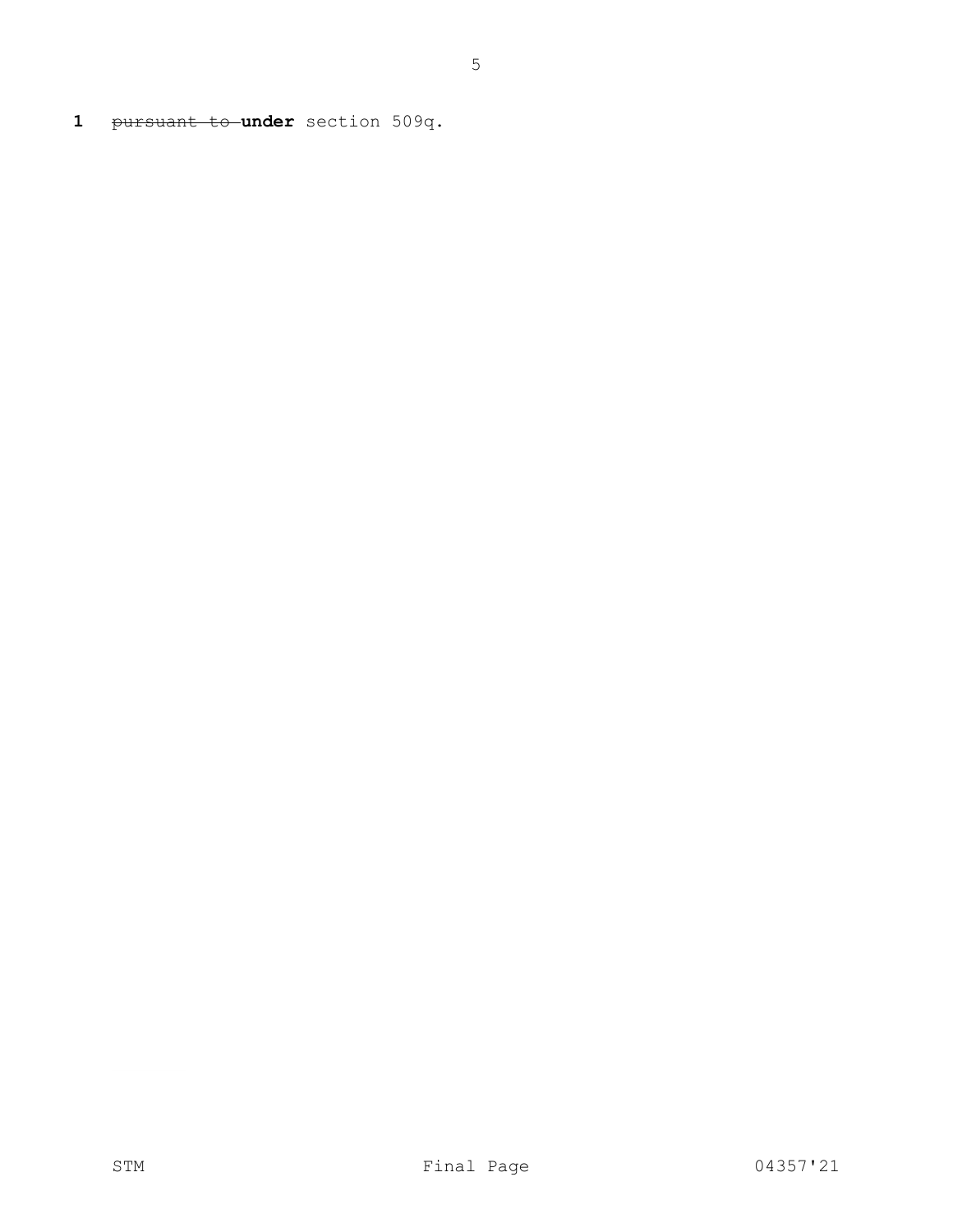1 ~~pursuant to~~ **under** section 509q.